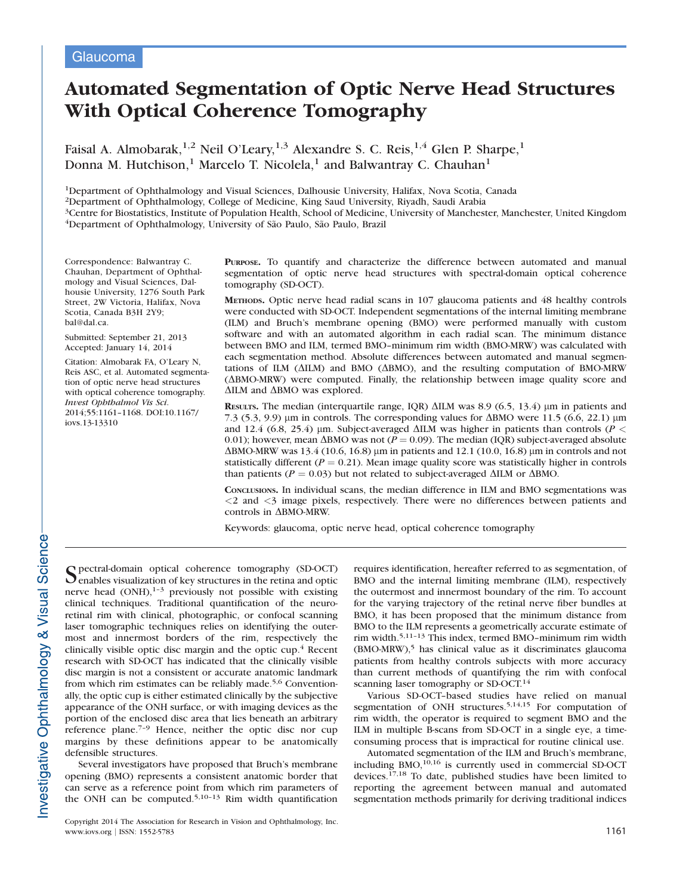Glaucoma

# Automated Segmentation of Optic Nerve Head Structures With Optical Coherence Tomography

Faisal A. Almobarak,[1,2] Neil O'Leary,[1,3] Alexandre S. C. Reis,[1,4] Glen P. Sharpe,[1] Donna M. Hutchison,[1] Marcelo T. Nicolela,[1] and Balwantray C. Chauhan[1]

[1]Department of Ophthalmology and Visual Sciences, Dalhousie University, Halifax, Nova Scotia, Canada
[2]Department of Ophthalmology, College of Medicine, King Saud University, Riyadh, Saudi Arabia
[3]Centre for Biostatistics, Institute of Population Health, School of Medicine, University of Manchester, Manchester, United Kingdom
[4]Department of Ophthalmology, University of São Paulo, São Paulo, Brazil

Correspondence: Balwantray C. Chauhan, Department of Ophthalmology and Visual Sciences, Dalhousie University, 1276 South Park Street, 2W Victoria, Halifax, Nova Scotia, Canada B3H 2Y9; bal@dal.ca.

Submitted: September 21, 2013
Accepted: January 14, 2014

Citation: Almobarak FA, O'Leary N, Reis ASC, et al. Automated segmentation of optic nerve head structures with optical coherence tomography. *Invest Ophthalmol Vis Sci.* 2014;55:1161–1168. DOI:10.1167/iovs.13-13310

**Purpose.** To quantify and characterize the difference between automated and manual segmentation of optic nerve head structures with spectral-domain optical coherence tomography (SD-OCT).

**Methods.** Optic nerve head radial scans in 107 glaucoma patients and 48 healthy controls were conducted with SD-OCT. Independent segmentations of the internal limiting membrane (ILM) and Bruch's membrane opening (BMO) were performed manually with custom software and with an automated algorithm in each radial scan. The minimum distance between BMO and ILM, termed BMO–minimum rim width (BMO-MRW) was calculated with each segmentation method. Absolute differences between automated and manual segmentations of ILM (ΔILM) and BMO (ΔBMO), and the resulting computation of BMO-MRW (ΔBMO-MRW) were computed. Finally, the relationship between image quality score and ΔILM and ΔBMO was explored.

**Results.** The median (interquartile range, IQR) ΔILM was 8.9 (6.5, 13.4) μm in patients and 7.3 (5.3, 9.9) μm in controls. The corresponding values for ΔBMO were 11.5 (6.6, 22.1) μm and 12.4 (6.8, 25.4) μm. Subject-averaged ΔILM was higher in patients than controls ($P < 0.01$); however, mean ΔBMO was not ($P = 0.09$). The median (IQR) subject-averaged absolute ΔBMO-MRW was 13.4 (10.6, 16.8) μm in patients and 12.1 (10.0, 16.8) μm in controls and not statistically different ($P = 0.21$). Mean image quality score was statistically higher in controls than patients ($P = 0.03$) but not related to subject-averaged ΔILM or ΔBMO.

**Conclusions.** In individual scans, the median difference in ILM and BMO segmentations was <2 and <3 image pixels, respectively. There were no differences between patients and controls in ΔBMO-MRW.

Keywords: glaucoma, optic nerve head, optical coherence tomography

Spectral-domain optical coherence tomography (SD-OCT) enables visualization of key structures in the retina and optic nerve head (ONH),[1–3] previously not possible with existing clinical techniques. Traditional quantification of the neuroretinal rim with clinical, photographic, or confocal scanning laser tomographic techniques relies on identifying the outermost and innermost borders of the rim, respectively the clinically visible optic disc margin and the optic cup.[4] Recent research with SD-OCT has indicated that the clinically visible disc margin is not a consistent or accurate anatomic landmark from which rim estimates can be reliably made.[5,6] Conventionally, the optic cup is either estimated clinically by the subjective appearance of the ONH surface, or with imaging devices as the portion of the enclosed disc area that lies beneath an arbitrary reference plane.[7–9] Hence, neither the optic disc nor cup margins by these definitions appear to be anatomically defensible structures.

Several investigators have proposed that Bruch's membrane opening (BMO) represents a consistent anatomic border that can serve as a reference point from which rim parameters of the ONH can be computed.[5,10–13] Rim width quantification requires identification, hereafter referred to as segmentation, of BMO and the internal limiting membrane (ILM), respectively the outermost and innermost boundary of the rim. To account for the varying trajectory of the retinal nerve fiber bundles at BMO, it has been proposed that the minimum distance from BMO to the ILM represents a geometrically accurate estimate of rim width.[5,11–13] This index, termed BMO–minimum rim width (BMO-MRW),[5] has clinical value as it discriminates glaucoma patients from healthy controls subjects with more accuracy than current methods of quantifying the rim with confocal scanning laser tomography or SD-OCT.[14]

Various SD-OCT–based studies have relied on manual segmentation of ONH structures.[5,14,15] For computation of rim width, the operator is required to segment BMO and the ILM in multiple B-scans from SD-OCT in a single eye, a time-consuming process that is impractical for routine clinical use.

Automated segmentation of the ILM and Bruch's membrane, including BMO,[10,16] is currently used in commercial SD-OCT devices.[17,18] To date, published studies have been limited to reporting the agreement between manual and automated segmentation methods primarily for deriving traditional indices

Copyright 2014 The Association for Research in Vision and Ophthalmology, Inc.
www.iovs.org | ISSN: 1552-5783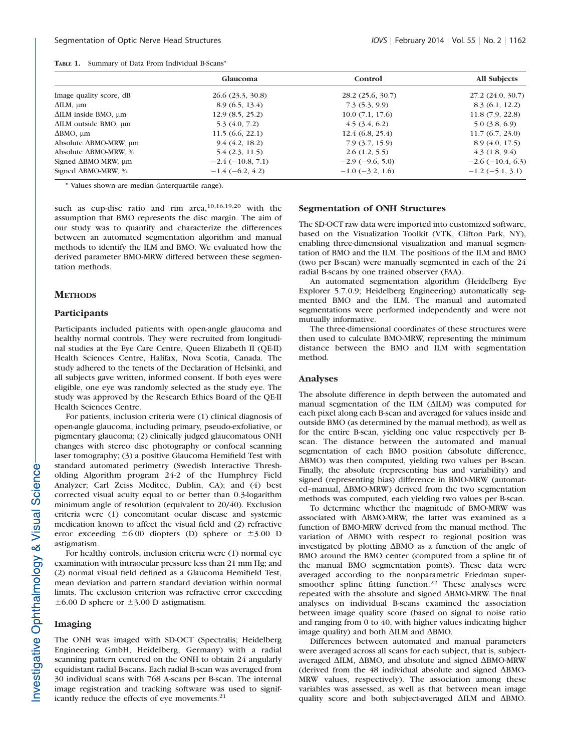**Table 1.** Summary of Data From Individual B-Scans*

| | Glaucoma | Control | All Subjects |
|---|---|---|---|
| Image quality score, dB | 26.6 (23.3, 30.8) | 28.2 (25.6, 30.7) | 27.2 (24.0, 30.7) |
| ΔILM, μm | 8.9 (6.5, 13.4) | 7.3 (5.3, 9.9) | 8.3 (6.1, 12.2) |
| ΔILM inside BMO, μm | 12.9 (8.5, 25.2) | 10.0 (7.1, 17.6) | 11.8 (7.9, 22.8) |
| ΔILM outside BMO, μm | 5.3 (4.0, 7.2) | 4.5 (3.4, 6.2) | 5.0 (3.8, 6.9) |
| ΔBMO, μm | 11.5 (6.6, 22.1) | 12.4 (6.8, 25.4) | 11.7 (6.7, 23.0) |
| Absolute ΔBMO-MRW, μm | 9.4 (4.2, 18.2) | 7.9 (3.7, 15.9) | 8.9 (4.0, 17.5) |
| Absolute ΔBMO-MRW, % | 5.4 (2.3, 11.5) | 2.6 (1.2, 5.5) | 4.3 (1.8, 9.4) |
| Signed ΔBMO-MRW, μm | −2.4 (−10.8, 7.1) | −2.9 (−9.6, 5.0) | −2.6 (−10.4, 6.3) |
| Signed ΔBMO-MRW, % | −1.4 (−6.2, 4.2) | −1.0 (−3.2, 1.6) | −1.2 (−5.1, 3.1) |

* Values shown are median (interquartile range).

such as cup-disc ratio and rim area,[10,16,19,20] with the assumption that BMO represents the disc margin. The aim of our study was to quantify and characterize the differences between an automated segmentation algorithm and manual methods to identify the ILM and BMO. We evaluated how the derived parameter BMO-MRW differed between these segmentation methods.

## Methods

### Participants

Participants included patients with open-angle glaucoma and healthy normal controls. They were recruited from longitudinal studies at the Eye Care Centre, Queen Elizabeth II (QE-II) Health Sciences Centre, Halifax, Nova Scotia, Canada. The study adhered to the tenets of the Declaration of Helsinki, and all subjects gave written, informed consent. If both eyes were eligible, one eye was randomly selected as the study eye. The study was approved by the Research Ethics Board of the QE-II Health Sciences Centre.

For patients, inclusion criteria were (1) clinical diagnosis of open-angle glaucoma, including primary, pseudo-exfoliative, or pigmentary glaucoma; (2) clinically judged glaucomatous ONH changes with stereo disc photography or confocal scanning laser tomography; (3) a positive Glaucoma Hemifield Test with standard automated perimetry (Swedish Interactive Thresholding Algorithm program 24-2 of the Humphrey Field Analyzer; Carl Zeiss Meditec, Dublin, CA); and (4) best corrected visual acuity equal to or better than 0.3-logarithm minimum angle of resolution (equivalent to 20/40). Exclusion criteria were (1) concomitant ocular disease and systemic medication known to affect the visual field and (2) refractive error exceeding ±6.00 diopters (D) sphere or ±3.00 D astigmatism.

For healthy controls, inclusion criteria were (1) normal eye examination with intraocular pressure less than 21 mm Hg; and (2) normal visual field defined as a Glaucoma Hemifield Test, mean deviation and pattern standard deviation within normal limits. The exclusion criterion was refractive error exceeding ±6.00 D sphere or ±3.00 D astigmatism.

### Imaging

The ONH was imaged with SD-OCT (Spectralis; Heidelberg Engineering GmbH, Heidelberg, Germany) with a radial scanning pattern centered on the ONH to obtain 24 angularly equidistant radial B-scans. Each radial B-scan was averaged from 30 individual scans with 768 A-scans per B-scan. The internal image registration and tracking software was used to significantly reduce the effects of eye movements.[21]

### Segmentation of ONH Structures

The SD-OCT raw data were imported into customized software, based on the Visualization Toolkit (VTK, Clifton Park, NY), enabling three-dimensional visualization and manual segmentation of BMO and the ILM. The positions of the ILM and BMO (two per B-scan) were manually segmented in each of the 24 radial B-scans by one trained observer (FAA).

An automated segmentation algorithm (Heidelberg Eye Explorer 5.7.0.9; Heidelberg Engineering) automatically segmented BMO and the ILM. The manual and automated segmentations were performed independently and were not mutually informative.

The three-dimensional coordinates of these structures were then used to calculate BMO-MRW, representing the minimum distance between the BMO and ILM with segmentation method.

### Analyses

The absolute difference in depth between the automated and manual segmentation of the ILM (ΔILM) was computed for each pixel along each B-scan and averaged for values inside and outside BMO (as determined by the manual method), as well as for the entire B-scan, yielding one value respectively per B-scan. The distance between the automated and manual segmentation of each BMO position (absolute difference, ΔBMO) was then computed, yielding two values per B-scan. Finally, the absolute (representing bias and variability) and signed (representing bias) difference in BMO-MRW (automated–manual, ΔBMO-MRW) derived from the two segmentation methods was computed, each yielding two values per B-scan.

To determine whether the magnitude of BMO-MRW was associated with ΔBMO-MRW, the latter was examined as a function of BMO-MRW derived from the manual method. The variation of ΔBMO with respect to regional position was investigated by plotting ΔBMO as a function of the angle of BMO around the BMO center (computed from a spline fit of the manual BMO segmentation points). These data were averaged according to the nonparametric Friedman supersmoother spline fitting function.[22] These analyses were repeated with the absolute and signed ΔBMO-MRW. The final analyses on individual B-scans examined the association between image quality score (based on signal to noise ratio and ranging from 0 to 40, with higher values indicating higher image quality) and both ΔILM and ΔBMO.

Differences between automated and manual parameters were averaged across all scans for each subject, that is, subject-averaged ΔILM, ΔBMO, and absolute and signed ΔBMO-MRW (derived from the 48 individual absolute and signed ΔBMO-MRW values, respectively). The association among these variables was assessed, as well as that between mean image quality score and both subject-averaged ΔILM and ΔBMO.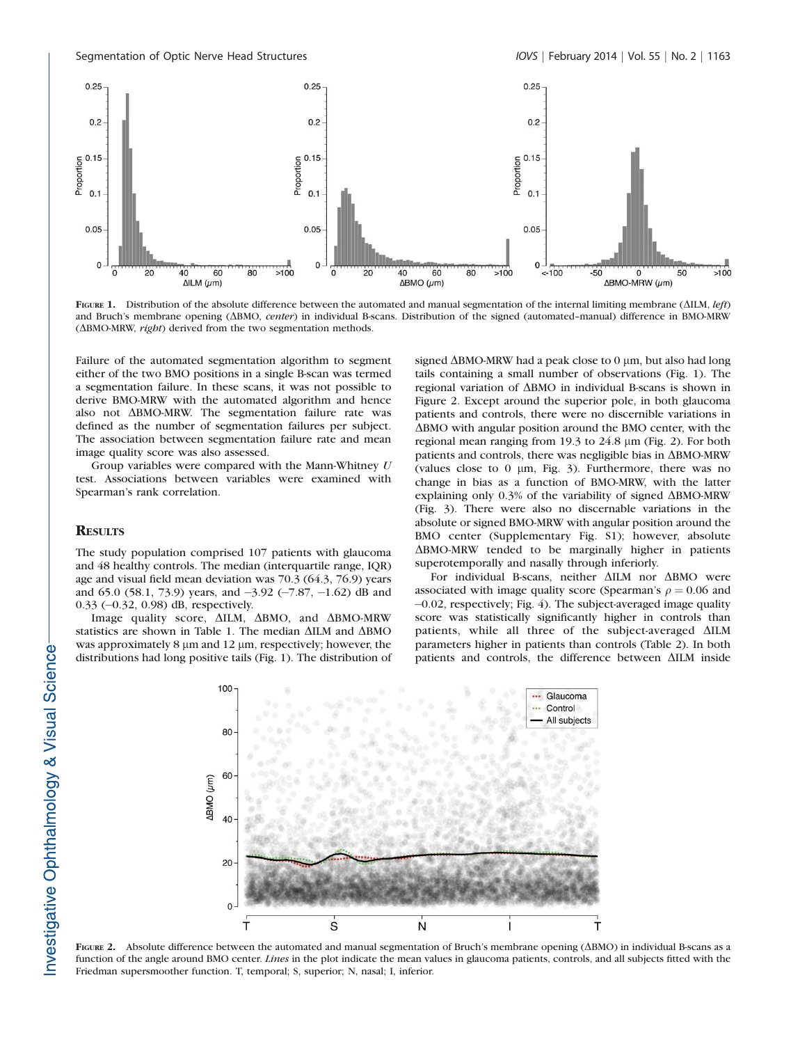FIGURE 1. Distribution of the absolute difference between the automated and manual segmentation of the internal limiting membrane (ΔILM, *left*) and Bruch's membrane opening (ΔBMO, *center*) in individual B-scans. Distribution of the signed (automated–manual) difference in BMO-MRW (ΔBMO-MRW, *right*) derived from the two segmentation methods.

Failure of the automated segmentation algorithm to segment either of the two BMO positions in a single B-scan was termed a segmentation failure. In these scans, it was not possible to derive BMO-MRW with the automated algorithm and hence also not ΔBMO-MRW. The segmentation failure rate was defined as the number of segmentation failures per subject. The association between segmentation failure rate and mean image quality score was also assessed.

Group variables were compared with the Mann-Whitney $U$ test. Associations between variables were examined with Spearman's rank correlation.

## RESULTS

The study population comprised 107 patients with glaucoma and 48 healthy controls. The median (interquartile range, IQR) age and visual field mean deviation was 70.3 (64.3, 76.9) years and 65.0 (58.1, 73.9) years, and –3.92 (–7.87, –1.62) dB and 0.33 (–0.32, 0.98) dB, respectively.

Image quality score, ΔILM, ΔBMO, and ΔBMO-MRW statistics are shown in Table 1. The median ΔILM and ΔBMO was approximately 8 μm and 12 μm, respectively; however, the distributions had long positive tails (Fig. 1). The distribution of signed ΔBMO-MRW had a peak close to 0 μm, but also had long tails containing a small number of observations (Fig. 1). The regional variation of ΔBMO in individual B-scans is shown in Figure 2. Except around the superior pole, in both glaucoma patients and controls, there were no discernible variations in ΔBMO with angular position around the BMO center, with the regional mean ranging from 19.3 to 24.8 μm (Fig. 2). For both patients and controls, there was negligible bias in ΔBMO-MRW (values close to 0 μm, Fig. 3). Furthermore, there was no change in bias as a function of BMO-MRW, with the latter explaining only 0.3% of the variability of signed ΔBMO-MRW (Fig. 3). There were also no discernable variations in the absolute or signed BMO-MRW with angular position around the BMO center (Supplementary Fig. S1); however, absolute ΔBMO-MRW tended to be marginally higher in patients superotemporally and nasally through inferiorly.

For individual B-scans, neither ΔILM nor ΔBMO were associated with image quality score (Spearman's $\rho = 0.06$ and $-0.02$, respectively; Fig. 4). The subject-averaged image quality score was statistically significantly higher in controls than patients, while all three of the subject-averaged ΔILM parameters higher in patients than controls (Table 2). In both patients and controls, the difference between ΔILM inside

FIGURE 2. Absolute difference between the automated and manual segmentation of Bruch's membrane opening (ΔBMO) in individual B-scans as a function of the angle around BMO center. *Lines* in the plot indicate the mean values in glaucoma patients, controls, and all subjects fitted with the Friedman supersmoother function. T, temporal; S, superior; N, nasal; I, inferior.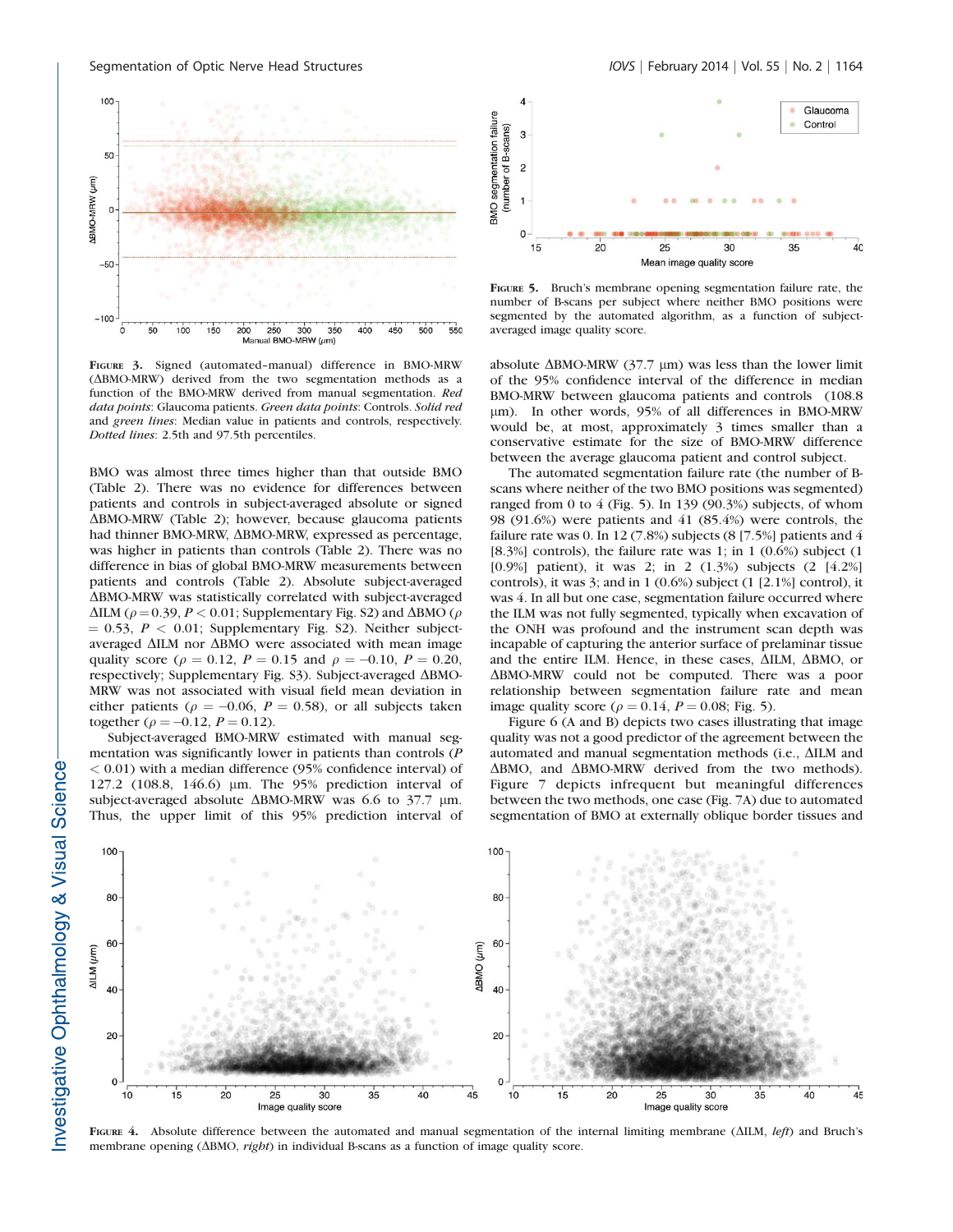**Figure 3.** Signed (automated–manual) difference in BMO-MRW (ΔBMO-MRW) derived from the two segmentation methods as a function of the BMO-MRW derived from manual segmentation. *Red data points*: Glaucoma patients. *Green data points*: Controls. *Solid red* and *green lines*: Median value in patients and controls, respectively. *Dotted lines*: 2.5th and 97.5th percentiles.

BMO was almost three times higher than that outside BMO (Table 2). There was no evidence for differences between patients and controls in subject-averaged absolute or signed ΔBMO-MRW (Table 2); however, because glaucoma patients had thinner BMO-MRW, ΔBMO-MRW, expressed as percentage, was higher in patients than controls (Table 2). There was no difference in bias of global BMO-MRW measurements between patients and controls (Table 2). Absolute subject-averaged ΔBMO-MRW was statistically correlated with subject-averaged ΔILM ($\rho = 0.39$, $P < 0.01$; Supplementary Fig. S2) and ΔBMO ($\rho = 0.53$, $P < 0.01$; Supplementary Fig. S2). Neither subject-averaged ΔILM nor ΔBMO were associated with mean image quality score ($\rho = 0.12$, $P = 0.15$ and $\rho = -0.10$, $P = 0.20$, respectively; Supplementary Fig. S3). Subject-averaged ΔBMO-MRW was not associated with visual field mean deviation in either patients ($\rho = -0.06$, $P = 0.58$), or all subjects taken together ($\rho = -0.12$, $P = 0.12$).

Subject-averaged BMO-MRW estimated with manual segmentation was significantly lower in patients than controls ($P < 0.01$) with a median difference (95% confidence interval) of 127.2 (108.8, 146.6) μm. The 95% prediction interval of subject-averaged absolute ΔBMO-MRW was 6.6 to 37.7 μm. Thus, the upper limit of this 95% prediction interval of absolute ΔBMO-MRW (37.7 μm) was less than the lower limit of the 95% confidence interval of the difference in median BMO-MRW between glaucoma patients and controls (108.8 μm). In other words, 95% of all differences in BMO-MRW would be, at most, approximately 3 times smaller than a conservative estimate for the size of BMO-MRW difference between the average glaucoma patient and control subject.

The automated segmentation failure rate (the number of B-scans where neither of the two BMO positions was segmented) ranged from 0 to 4 (Fig. 5). In 139 (90.3%) subjects, of whom 98 (91.6%) were patients and 41 (85.4%) were controls, the failure rate was 0. In 12 (7.8%) subjects (8 [7.5%] patients and 4 [8.3%] controls), the failure rate was 1; in 1 (0.6%) subject (1 [0.9%] patient), it was 2; in 2 (1.3%) subjects (2 [4.2%] controls), it was 3; and in 1 (0.6%) subject (1 [2.1%] control), it was 4. In all but one case, segmentation failure occurred where the ILM was not fully segmented, typically when excavation of the ONH was profound and the instrument scan depth was incapable of capturing the anterior surface of prelaminar tissue and the entire ILM. Hence, in these cases, ΔILM, ΔBMO, or ΔBMO-MRW could not be computed. There was a poor relationship between segmentation failure rate and mean image quality score ($\rho = 0.14$, $P = 0.08$; Fig. 5).

Figure 6 (A and B) depicts two cases illustrating that image quality was not a good predictor of the agreement between the automated and manual segmentation methods (i.e., ΔILM and ΔBMO, and ΔBMO-MRW derived from the two methods). Figure 7 depicts infrequent but meaningful differences between the two methods, one case (Fig. 7A) due to automated segmentation of BMO at externally oblique border tissues and

**Figure 5.** Bruch's membrane opening segmentation failure rate, the number of B-scans per subject where neither BMO positions were segmented by the automated algorithm, as a function of subject-averaged image quality score.

**Figure 4.** Absolute difference between the automated and manual segmentation of the internal limiting membrane (ΔILM, *left*) and Bruch's membrane opening (ΔBMO, *right*) in individual B-scans as a function of image quality score.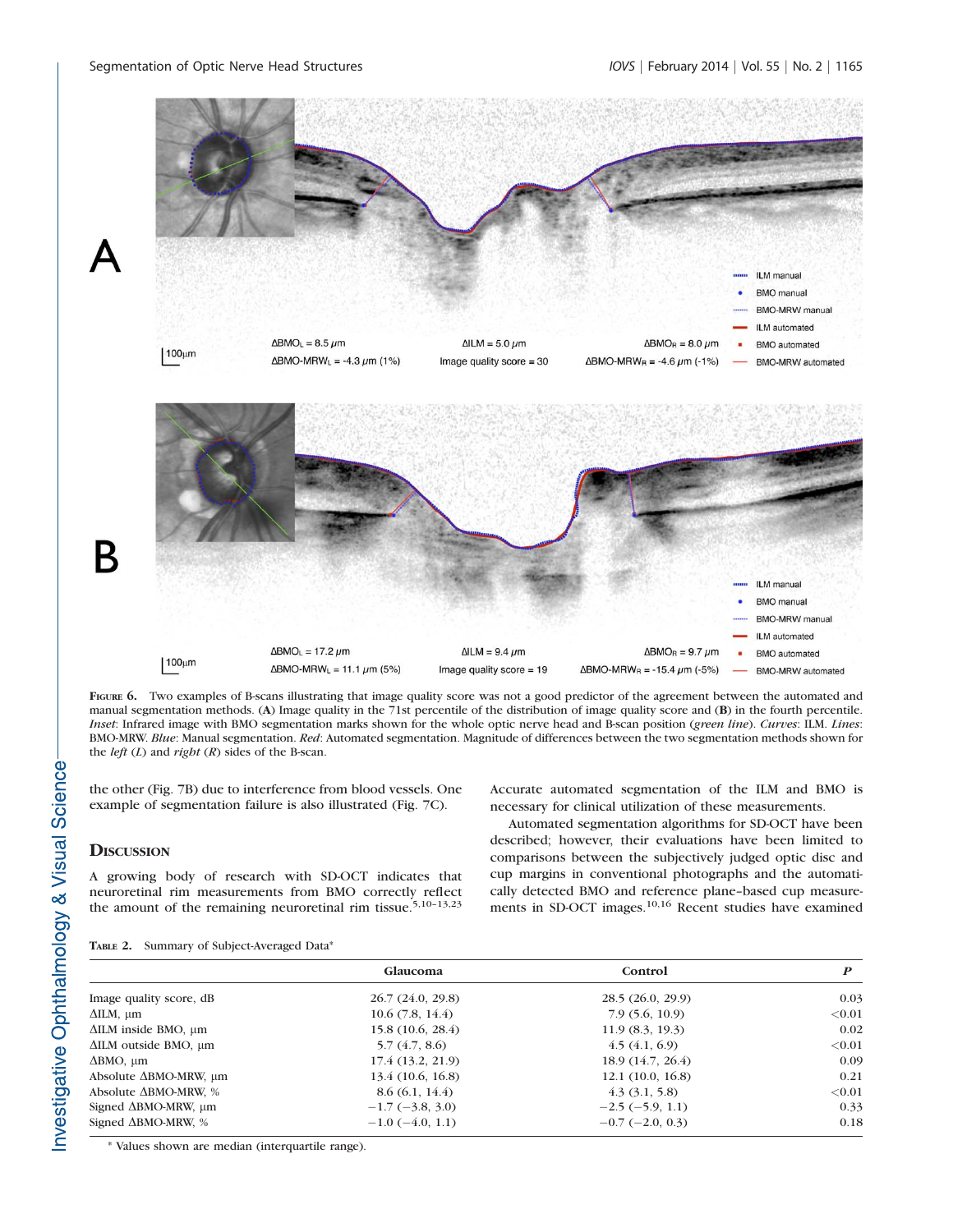Figure 6. Two examples of B-scans illustrating that image quality score was not a good predictor of the agreement between the automated and manual segmentation methods. (**A**) Image quality in the 71st percentile of the distribution of image quality score and (**B**) in the fourth percentile. *Inset*: Infrared image with BMO segmentation marks shown for the whole optic nerve head and B-scan position (*green line*). *Curves*: ILM. *Lines*: BMO-MRW. *Blue*: Manual segmentation. *Red*: Automated segmentation. Magnitude of differences between the two segmentation methods shown for the *left* (*L*) and *right* (*R*) sides of the B-scan.

the other (Fig. 7B) due to interference from blood vessels. One example of segmentation failure is also illustrated (Fig. 7C).

## Discussion

A growing body of research with SD-OCT indicates that neuroretinal rim measurements from BMO correctly reflect the amount of the remaining neuroretinal rim tissue.[5,10–13,23] Accurate automated segmentation of the ILM and BMO is necessary for clinical utilization of these measurements.

Automated segmentation algorithms for SD-OCT have been described; however, their evaluations have been limited to comparisons between the subjectively judged optic disc and cup margins in conventional photographs and the automatically detected BMO and reference plane–based cup measurements in SD-OCT images.[10,16] Recent studies have examined

Table 2. Summary of Subject-Averaged Data*

| | Glaucoma | Control | *P* |
|---|---|---|---|
| Image quality score, dB | 26.7 (24.0, 29.8) | 28.5 (26.0, 29.9) | 0.03 |
| ΔILM, µm | 10.6 (7.8, 14.4) | 7.9 (5.6, 10.9) | <0.01 |
| ΔILM inside BMO, µm | 15.8 (10.6, 28.4) | 11.9 (8.3, 19.3) | 0.02 |
| ΔILM outside BMO, µm | 5.7 (4.7, 8.6) | 4.5 (4.1, 6.9) | <0.01 |
| ΔBMO, µm | 17.4 (13.2, 21.9) | 18.9 (14.7, 26.4) | 0.09 |
| Absolute ΔBMO-MRW, µm | 13.4 (10.6, 16.8) | 12.1 (10.0, 16.8) | 0.21 |
| Absolute ΔBMO-MRW, % | 8.6 (6.1, 14.4) | 4.3 (3.1, 5.8) | <0.01 |
| Signed ΔBMO-MRW, µm | −1.7 (−3.8, 3.0) | −2.5 (−5.9, 1.1) | 0.33 |
| Signed ΔBMO-MRW, % | −1.0 (−4.0, 1.1) | −0.7 (−2.0, 0.3) | 0.18 |

\* Values shown are median (interquartile range).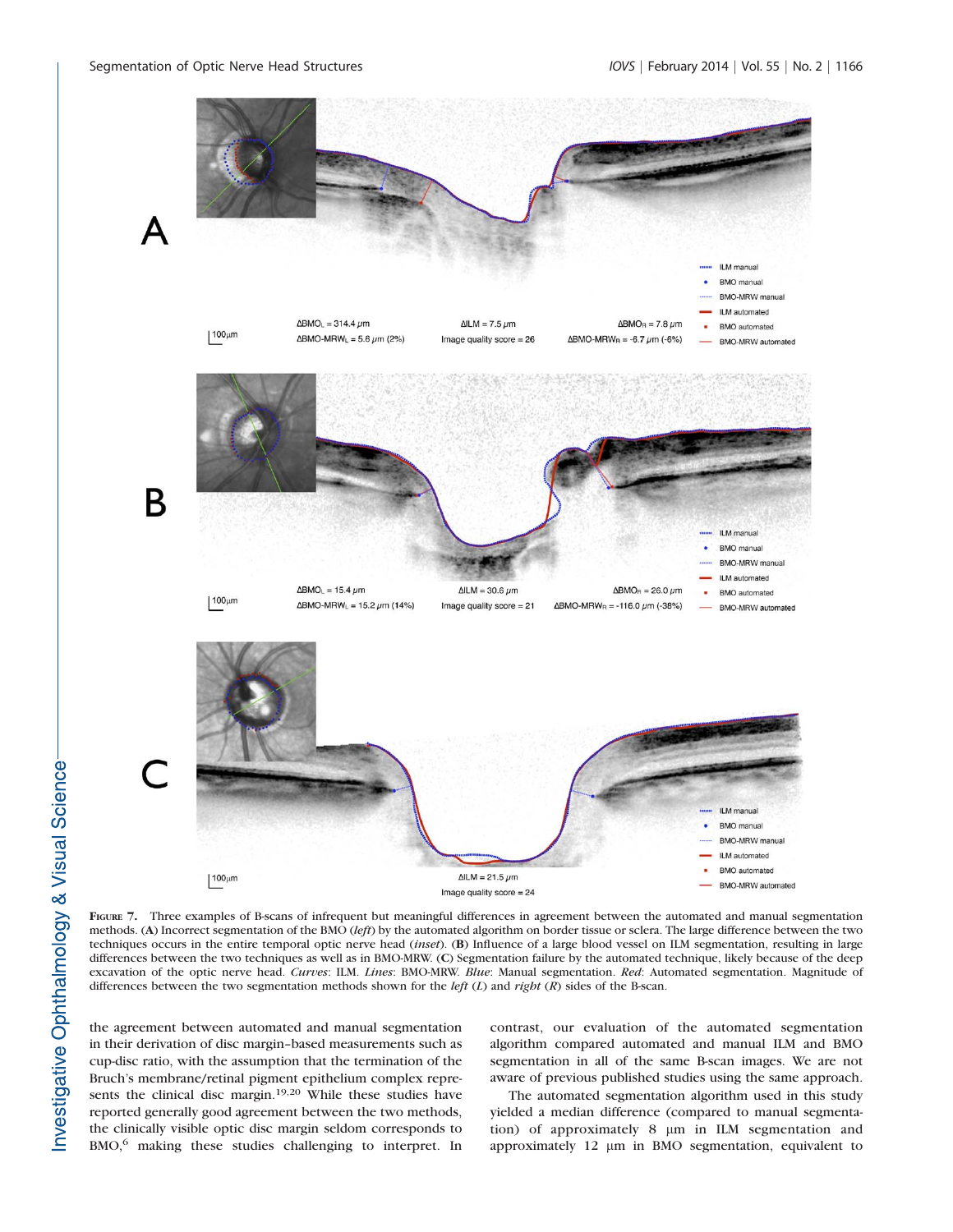**Figure 7.** Three examples of B-scans of infrequent but meaningful differences in agreement between the automated and manual segmentation methods. (**A**) Incorrect segmentation of the BMO (*left*) by the automated algorithm on border tissue or sclera. The large difference between the two techniques occurs in the entire temporal optic nerve head (*inset*). (**B**) Influence of a large blood vessel on ILM segmentation, resulting in large differences between the two techniques as well as in BMO-MRW. (**C**) Segmentation failure by the automated technique, likely because of the deep excavation of the optic nerve head. *Curves*: ILM. *Lines*: BMO-MRW. *Blue*: Manual segmentation. *Red*: Automated segmentation. Magnitude of differences between the two segmentation methods shown for the *left* (*L*) and *right* (*R*) sides of the B-scan.

the agreement between automated and manual segmentation in their derivation of disc margin–based measurements such as cup-disc ratio, with the assumption that the termination of the Bruch's membrane/retinal pigment epithelium complex represents the clinical disc margin.[19,20] While these studies have reported generally good agreement between the two methods, the clinically visible optic disc margin seldom corresponds to BMO,[6] making these studies challenging to interpret. In contrast, our evaluation of the automated segmentation algorithm compared automated and manual ILM and BMO segmentation in all of the same B-scan images. We are not aware of previous published studies using the same approach.

The automated segmentation algorithm used in this study yielded a median difference (compared to manual segmentation) of approximately 8 μm in ILM segmentation and approximately 12 μm in BMO segmentation, equivalent to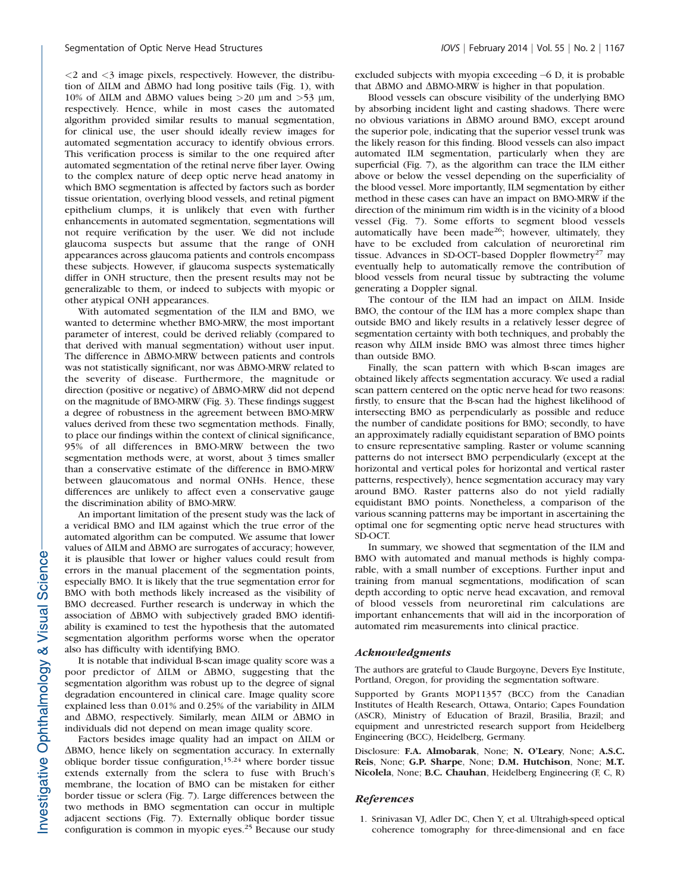<2 and <3 image pixels, respectively. However, the distribution of ΔILM and ΔBMO had long positive tails (Fig. 1), with 10% of ΔILM and ΔBMO values being >20 μm and >53 μm, respectively. Hence, while in most cases the automated algorithm provided similar results to manual segmentation, for clinical use, the user should ideally review images for automated segmentation accuracy to identify obvious errors. This verification process is similar to the one required after automated segmentation of the retinal nerve fiber layer. Owing to the complex nature of deep optic nerve head anatomy in which BMO segmentation is affected by factors such as border tissue orientation, overlying blood vessels, and retinal pigment epithelium clumps, it is unlikely that even with further enhancements in automated segmentation, segmentations will not require verification by the user. We did not include glaucoma suspects but assume that the range of ONH appearances across glaucoma patients and controls encompass these subjects. However, if glaucoma suspects systematically differ in ONH structure, then the present results may not be generalizable to them, or indeed to subjects with myopic or other atypical ONH appearances.

With automated segmentation of the ILM and BMO, we wanted to determine whether BMO-MRW, the most important parameter of interest, could be derived reliably (compared to that derived with manual segmentation) without user input. The difference in ΔBMO-MRW between patients and controls was not statistically significant, nor was ΔBMO-MRW related to the severity of disease. Furthermore, the magnitude or direction (positive or negative) of ΔBMO-MRW did not depend on the magnitude of BMO-MRW (Fig. 3). These findings suggest a degree of robustness in the agreement between BMO-MRW values derived from these two segmentation methods. Finally, to place our findings within the context of clinical significance, 95% of all differences in BMO-MRW between the two segmentation methods were, at worst, about 3 times smaller than a conservative estimate of the difference in BMO-MRW between glaucomatous and normal ONHs. Hence, these differences are unlikely to affect even a conservative gauge the discrimination ability of BMO-MRW.

An important limitation of the present study was the lack of a veridical BMO and ILM against which the true error of the automated algorithm can be computed. We assume that lower values of ΔILM and ΔBMO are surrogates of accuracy; however, it is plausible that lower or higher values could result from errors in the manual placement of the segmentation points, especially BMO. It is likely that the true segmentation error for BMO with both methods likely increased as the visibility of BMO decreased. Further research is underway in which the association of ΔBMO with subjectively graded BMO identifiability is examined to test the hypothesis that the automated segmentation algorithm performs worse when the operator also has difficulty with identifying BMO.

It is notable that individual B-scan image quality score was a poor predictor of ΔILM or ΔBMO, suggesting that the segmentation algorithm was robust up to the degree of signal degradation encountered in clinical care. Image quality score explained less than 0.01% and 0.25% of the variability in ΔILM and ΔBMO, respectively. Similarly, mean ΔILM or ΔBMO in individuals did not depend on mean image quality score.

Factors besides image quality had an impact on ΔILM or ΔBMO, hence likely on segmentation accuracy. In externally oblique border tissue configuration,[15,24] where border tissue extends externally from the sclera to fuse with Bruch's membrane, the location of BMO can be mistaken for either border tissue or sclera (Fig. 7). Large differences between the two methods in BMO segmentation can occur in multiple adjacent sections (Fig. 7). Externally oblique border tissue configuration is common in myopic eyes.[25] Because our study excluded subjects with myopia exceeding −6 D, it is probable that ΔBMO and ΔBMO-MRW is higher in that population.

Blood vessels can obscure visibility of the underlying BMO by absorbing incident light and casting shadows. There were no obvious variations in ΔBMO around BMO, except around the superior pole, indicating that the superior vessel trunk was the likely reason for this finding. Blood vessels can also impact automated ILM segmentation, particularly when they are superficial (Fig. 7), as the algorithm can trace the ILM either above or below the vessel depending on the superficiality of the blood vessel. More importantly, ILM segmentation by either method in these cases can have an impact on BMO-MRW if the direction of the minimum rim width is in the vicinity of a blood vessel (Fig. 7). Some efforts to segment blood vessels automatically have been made[26]; however, ultimately, they have to be excluded from calculation of neuroretinal rim tissue. Advances in SD-OCT–based Doppler flowmetry[27] may eventually help to automatically remove the contribution of blood vessels from neural tissue by subtracting the volume generating a Doppler signal.

The contour of the ILM had an impact on ΔILM. Inside BMO, the contour of the ILM has a more complex shape than outside BMO and likely results in a relatively lesser degree of segmentation certainty with both techniques, and probably the reason why ΔILM inside BMO was almost three times higher than outside BMO.

Finally, the scan pattern with which B-scan images are obtained likely affects segmentation accuracy. We used a radial scan pattern centered on the optic nerve head for two reasons: firstly, to ensure that the B-scan had the highest likelihood of intersecting BMO as perpendicularly as possible and reduce the number of candidate positions for BMO; secondly, to have an approximately radially equidistant separation of BMO points to ensure representative sampling. Raster or volume scanning patterns do not intersect BMO perpendicularly (except at the horizontal and vertical poles for horizontal and vertical raster patterns, respectively), hence segmentation accuracy may vary around BMO. Raster patterns also do not yield radially equidistant BMO points. Nonetheless, a comparison of the various scanning patterns may be important in ascertaining the optimal one for segmenting optic nerve head structures with SD-OCT.

In summary, we showed that segmentation of the ILM and BMO with automated and manual methods is highly comparable, with a small number of exceptions. Further input and training from manual segmentations, modification of scan depth according to optic nerve head excavation, and removal of blood vessels from neuroretinal rim calculations are important enhancements that will aid in the incorporation of automated rim measurements into clinical practice.

### *Acknowledgments*

The authors are grateful to Claude Burgoyne, Devers Eye Institute, Portland, Oregon, for providing the segmentation software.

Supported by Grants MOP11357 (BCC) from the Canadian Institutes of Health Research, Ottawa, Ontario; Capes Foundation (ASCR), Ministry of Education of Brazil, Brasilia, Brazil; and equipment and unrestricted research support from Heidelberg Engineering (BCC), Heidelberg, Germany.

Disclosure: **F.A. Almobarak**, None; **N. O'Leary**, None; **A.S.C. Reis**, None; **G.P. Sharpe**, None; **D.M. Hutchison**, None; **M.T. Nicolela**, None; **B.C. Chauhan**, Heidelberg Engineering (F, C, R)

### *References*

1. Srinivasan VJ, Adler DC, Chen Y, et al. Ultrahigh-speed optical coherence tomography for three-dimensional and en face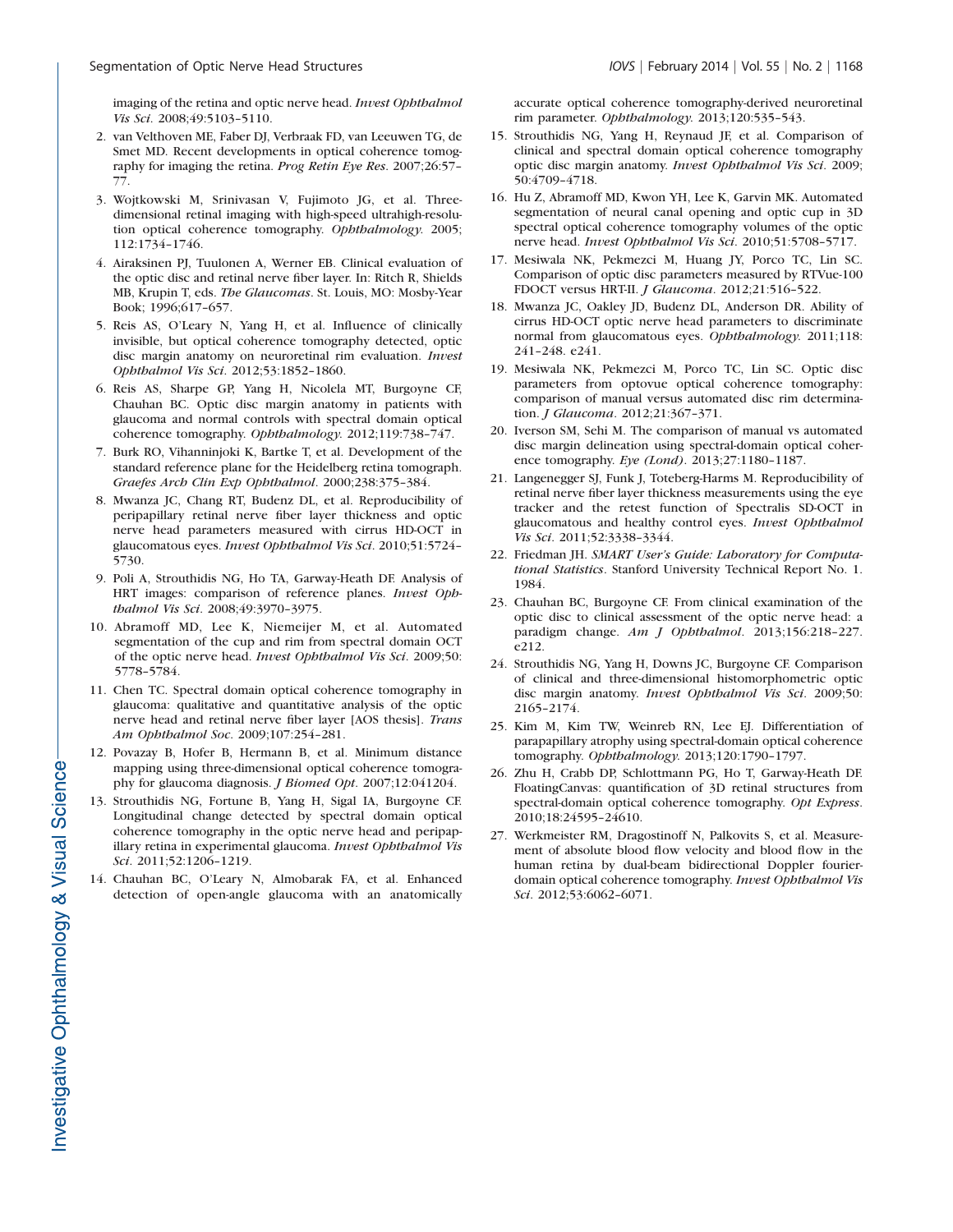imaging of the retina and optic nerve head. *Invest Ophthalmol Vis Sci*. 2008;49:5103–5110.

2. van Velthoven ME, Faber DJ, Verbraak FD, van Leeuwen TG, de Smet MD. Recent developments in optical coherence tomography for imaging the retina. *Prog Retin Eye Res*. 2007;26:57–77.
3. Wojtkowski M, Srinivasan V, Fujimoto JG, et al. Three-dimensional retinal imaging with high-speed ultrahigh-resolution optical coherence tomography. *Ophthalmology.* 2005; 112:1734–1746.
4. Airaksinen PJ, Tuulonen A, Werner EB. Clinical evaluation of the optic disc and retinal nerve fiber layer. In: Ritch R, Shields MB, Krupin T, eds. *The Glaucomas*. St. Louis, MO: Mosby-Year Book; 1996;617–657.
5. Reis AS, O'Leary N, Yang H, et al. Influence of clinically invisible, but optical coherence tomography detected, optic disc margin anatomy on neuroretinal rim evaluation. *Invest Ophthalmol Vis Sci*. 2012;53:1852–1860.
6. Reis AS, Sharpe GP, Yang H, Nicolela MT, Burgoyne CF, Chauhan BC. Optic disc margin anatomy in patients with glaucoma and normal controls with spectral domain optical coherence tomography. *Ophthalmology.* 2012;119:738–747.
7. Burk RO, Vihanninjoki K, Bartke T, et al. Development of the standard reference plane for the Heidelberg retina tomograph. *Graefes Arch Clin Exp Ophthalmol*. 2000;238:375–384.
8. Mwanza JC, Chang RT, Budenz DL, et al. Reproducibility of peripapillary retinal nerve fiber layer thickness and optic nerve head parameters measured with cirrus HD-OCT in glaucomatous eyes. *Invest Ophthalmol Vis Sci*. 2010;51:5724–5730.
9. Poli A, Strouthidis NG, Ho TA, Garway-Heath DF. Analysis of HRT images: comparison of reference planes. *Invest Ophthalmol Vis Sci*. 2008;49:3970–3975.
10. Abramoff MD, Lee K, Niemeijer M, et al. Automated segmentation of the cup and rim from spectral domain OCT of the optic nerve head. *Invest Ophthalmol Vis Sci*. 2009;50: 5778–5784.
11. Chen TC. Spectral domain optical coherence tomography in glaucoma: qualitative and quantitative analysis of the optic nerve head and retinal nerve fiber layer [AOS thesis]. *Trans Am Ophthalmol Soc*. 2009;107:254–281.
12. Povazay B, Hofer B, Hermann B, et al. Minimum distance mapping using three-dimensional optical coherence tomography for glaucoma diagnosis. *J Biomed Opt*. 2007;12:041204.
13. Strouthidis NG, Fortune B, Yang H, Sigal IA, Burgoyne CF. Longitudinal change detected by spectral domain optical coherence tomography in the optic nerve head and peripapillary retina in experimental glaucoma. *Invest Ophthalmol Vis Sci*. 2011;52:1206–1219.
14. Chauhan BC, O'Leary N, Almobarak FA, et al. Enhanced detection of open-angle glaucoma with an anatomically accurate optical coherence tomography-derived neuroretinal rim parameter. *Ophthalmology.* 2013;120:535–543.
15. Strouthidis NG, Yang H, Reynaud JF, et al. Comparison of clinical and spectral domain optical coherence tomography optic disc margin anatomy. *Invest Ophthalmol Vis Sci*. 2009; 50:4709–4718.
16. Hu Z, Abramoff MD, Kwon YH, Lee K, Garvin MK. Automated segmentation of neural canal opening and optic cup in 3D spectral optical coherence tomography volumes of the optic nerve head. *Invest Ophthalmol Vis Sci*. 2010;51:5708–5717.
17. Mesiwala NK, Pekmezci M, Huang JY, Porco TC, Lin SC. Comparison of optic disc parameters measured by RTVue-100 FDOCT versus HRT-II. *J Glaucoma*. 2012;21:516–522.
18. Mwanza JC, Oakley JD, Budenz DL, Anderson DR. Ability of cirrus HD-OCT optic nerve head parameters to discriminate normal from glaucomatous eyes. *Ophthalmology.* 2011;118: 241–248. e241.
19. Mesiwala NK, Pekmezci M, Porco TC, Lin SC. Optic disc parameters from optovue optical coherence tomography: comparison of manual versus automated disc rim determination. *J Glaucoma*. 2012;21:367–371.
20. Iverson SM, Sehi M. The comparison of manual vs automated disc margin delineation using spectral-domain optical coherence tomography. *Eye (Lond)*. 2013;27:1180–1187.
21. Langenegger SJ, Funk J, Toteberg-Harms M. Reproducibility of retinal nerve fiber layer thickness measurements using the eye tracker and the retest function of Spectralis SD-OCT in glaucomatous and healthy control eyes. *Invest Ophthalmol Vis Sci*. 2011;52:3338–3344.
22. Friedman JH. *SMART User's Guide: Laboratory for Computational Statistics*. Stanford University Technical Report No. 1. 1984.
23. Chauhan BC, Burgoyne CF. From clinical examination of the optic disc to clinical assessment of the optic nerve head: a paradigm change. *Am J Ophthalmol*. 2013;156:218–227. e212.
24. Strouthidis NG, Yang H, Downs JC, Burgoyne CF. Comparison of clinical and three-dimensional histomorphometric optic disc margin anatomy. *Invest Ophthalmol Vis Sci*. 2009;50: 2165–2174.
25. Kim M, Kim TW, Weinreb RN, Lee EJ. Differentiation of parapapillary atrophy using spectral-domain optical coherence tomography. *Ophthalmology.* 2013;120:1790–1797.
26. Zhu H, Crabb DP, Schlottmann PG, Ho T, Garway-Heath DF. FloatingCanvas: quantification of 3D retinal structures from spectral-domain optical coherence tomography. *Opt Express*. 2010;18:24595–24610.
27. Werkmeister RM, Dragostinoff N, Palkovits S, et al. Measurement of absolute blood flow velocity and blood flow in the human retina by dual-beam bidirectional Doppler fourier-domain optical coherence tomography. *Invest Ophthalmol Vis Sci*. 2012;53:6062–6071.